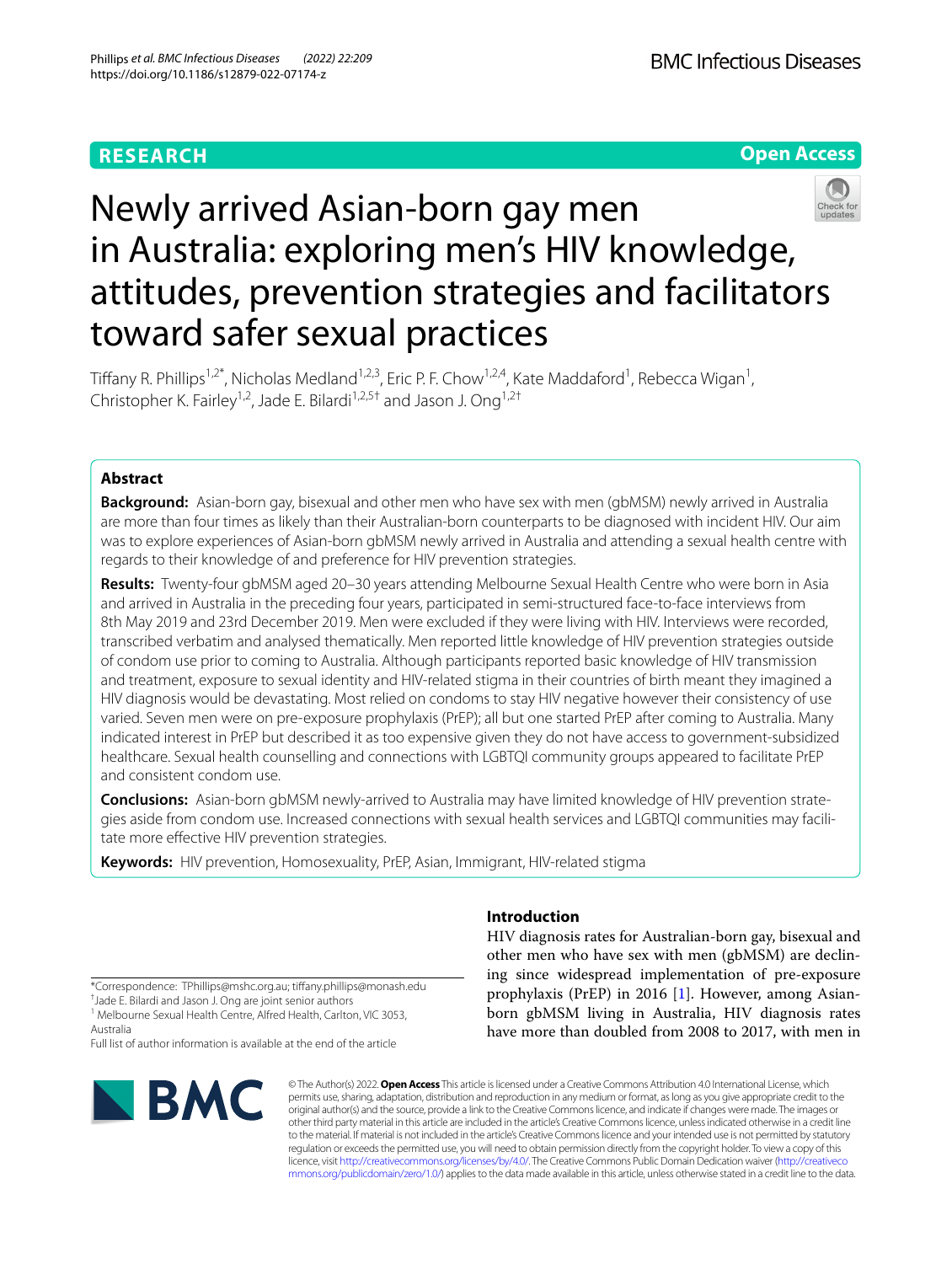RESEARCH

Open Access

# Newly arrived Asian-born gay men in Australia: exploring men's HIV knowledge, attitudes, prevention strategies and facilitators toward safer sexual practices

Tiffany R. Phillips[1,2*], Nicholas Medland[1,2,3], Eric P. F. Chow[1,2,4], Kate Maddaford[1], Rebecca Wigan[1], Christopher K. Fairley[1,2], Jade E. Bilardi[1,2,5†] and Jason J. Ong[1,2†]

## Abstract

**Background:** Asian-born gay, bisexual and other men who have sex with men (gbMSM) newly arrived in Australia are more than four times as likely than their Australian-born counterparts to be diagnosed with incident HIV. Our aim was to explore experiences of Asian-born gbMSM newly arrived in Australia and attending a sexual health centre with regards to their knowledge of and preference for HIV prevention strategies.

**Results:** Twenty-four gbMSM aged 20–30 years attending Melbourne Sexual Health Centre who were born in Asia and arrived in Australia in the preceding four years, participated in semi-structured face-to-face interviews from 8th May 2019 and 23rd December 2019. Men were excluded if they were living with HIV. Interviews were recorded, transcribed verbatim and analysed thematically. Men reported little knowledge of HIV prevention strategies outside of condom use prior to coming to Australia. Although participants reported basic knowledge of HIV transmission and treatment, exposure to sexual identity and HIV-related stigma in their countries of birth meant they imagined a HIV diagnosis would be devastating. Most relied on condoms to stay HIV negative however their consistency of use varied. Seven men were on pre-exposure prophylaxis (PrEP); all but one started PrEP after coming to Australia. Many indicated interest in PrEP but described it as too expensive given they do not have access to government-subsidized healthcare. Sexual health counselling and connections with LGBTQI community groups appeared to facilitate PrEP and consistent condom use.

**Conclusions:** Asian-born gbMSM newly-arrived to Australia may have limited knowledge of HIV prevention strategies aside from condom use. Increased connections with sexual health services and LGBTQI communities may facilitate more effective HIV prevention strategies.

**Keywords:** HIV prevention, Homosexuality, PrEP, Asian, Immigrant, HIV-related stigma

*Correspondence: TPhillips@mshc.org.au; tiffany.phillips@monash.edu
†Jade E. Bilardi and Jason J. Ong are joint senior authors
[1] Melbourne Sexual Health Centre, Alfred Health, Carlton, VIC 3053, Australia
Full list of author information is available at the end of the article

## Introduction

HIV diagnosis rates for Australian-born gay, bisexual and other men who have sex with men (gbMSM) are declining since widespread implementation of pre-exposure prophylaxis (PrEP) in 2016 [1]. However, among Asian-born gbMSM living in Australia, HIV diagnosis rates have more than doubled from 2008 to 2017, with men in

© The Author(s) 2022. **Open Access** This article is licensed under a Creative Commons Attribution 4.0 International License, which permits use, sharing, adaptation, distribution and reproduction in any medium or format, as long as you give appropriate credit to the original author(s) and the source, provide a link to the Creative Commons licence, and indicate if changes were made. The images or other third party material in this article are included in the article's Creative Commons licence, unless indicated otherwise in a credit line to the material. If material is not included in the article's Creative Commons licence and your intended use is not permitted by statutory regulation or exceeds the permitted use, you will need to obtain permission directly from the copyright holder. To view a copy of this licence, visit http://creativecommons.org/licenses/by/4.0/. The Creative Commons Public Domain Dedication waiver (http://creativecommons.org/publicdomain/zero/1.0/) applies to the data made available in this article, unless otherwise stated in a credit line to the data.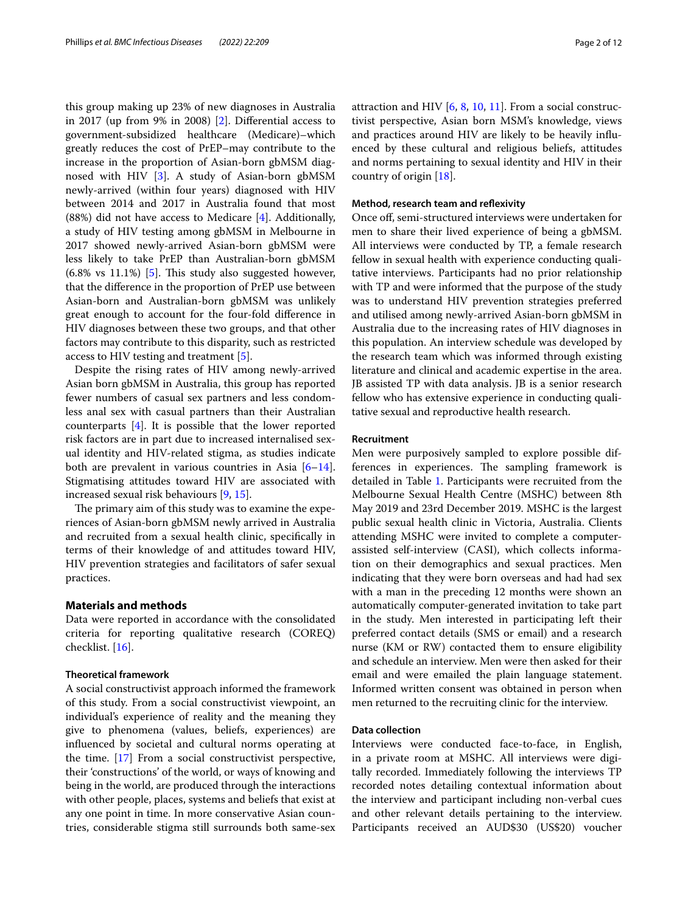this group making up 23% of new diagnoses in Australia in 2017 (up from 9% in 2008) [2]. Differential access to government-subsidized healthcare (Medicare)–which greatly reduces the cost of PrEP–may contribute to the increase in the proportion of Asian-born gbMSM diagnosed with HIV [3]. A study of Asian-born gbMSM newly-arrived (within four years) diagnosed with HIV between 2014 and 2017 in Australia found that most (88%) did not have access to Medicare [4]. Additionally, a study of HIV testing among gbMSM in Melbourne in 2017 showed newly-arrived Asian-born gbMSM were less likely to take PrEP than Australian-born gbMSM (6.8% vs 11.1%) [5]. This study also suggested however, that the difference in the proportion of PrEP use between Asian-born and Australian-born gbMSM was unlikely great enough to account for the four-fold difference in HIV diagnoses between these two groups, and that other factors may contribute to this disparity, such as restricted access to HIV testing and treatment [5].

Despite the rising rates of HIV among newly-arrived Asian born gbMSM in Australia, this group has reported fewer numbers of casual sex partners and less condomless anal sex with casual partners than their Australian counterparts [4]. It is possible that the lower reported risk factors are in part due to increased internalised sexual identity and HIV-related stigma, as studies indicate both are prevalent in various countries in Asia [6–14]. Stigmatising attitudes toward HIV are associated with increased sexual risk behaviours [9, 15].

The primary aim of this study was to examine the experiences of Asian-born gbMSM newly arrived in Australia and recruited from a sexual health clinic, specifically in terms of their knowledge of and attitudes toward HIV, HIV prevention strategies and facilitators of safer sexual practices.

## Materials and methods

Data were reported in accordance with the consolidated criteria for reporting qualitative research (COREQ) checklist. [16].

### Theoretical framework

A social constructivist approach informed the framework of this study. From a social constructivist viewpoint, an individual's experience of reality and the meaning they give to phenomena (values, beliefs, experiences) are influenced by societal and cultural norms operating at the time. [17] From a social constructivist perspective, their 'constructions' of the world, or ways of knowing and being in the world, are produced through the interactions with other people, places, systems and beliefs that exist at any one point in time. In more conservative Asian countries, considerable stigma still surrounds both same-sex attraction and HIV [6, 8, 10, 11]. From a social constructivist perspective, Asian born MSM's knowledge, views and practices around HIV are likely to be heavily influenced by these cultural and religious beliefs, attitudes and norms pertaining to sexual identity and HIV in their country of origin [18].

### Method, research team and reflexivity

Once off, semi-structured interviews were undertaken for men to share their lived experience of being a gbMSM. All interviews were conducted by TP, a female research fellow in sexual health with experience conducting qualitative interviews. Participants had no prior relationship with TP and were informed that the purpose of the study was to understand HIV prevention strategies preferred and utilised among newly-arrived Asian-born gbMSM in Australia due to the increasing rates of HIV diagnoses in this population. An interview schedule was developed by the research team which was informed through existing literature and clinical and academic expertise in the area. JB assisted TP with data analysis. JB is a senior research fellow who has extensive experience in conducting qualitative sexual and reproductive health research.

### Recruitment

Men were purposively sampled to explore possible differences in experiences. The sampling framework is detailed in Table 1. Participants were recruited from the Melbourne Sexual Health Centre (MSHC) between 8th May 2019 and 23rd December 2019. MSHC is the largest public sexual health clinic in Victoria, Australia. Clients attending MSHC were invited to complete a computer-assisted self-interview (CASI), which collects information on their demographics and sexual practices. Men indicating that they were born overseas and had had sex with a man in the preceding 12 months were shown an automatically computer-generated invitation to take part in the study. Men interested in participating left their preferred contact details (SMS or email) and a research nurse (KM or RW) contacted them to ensure eligibility and schedule an interview. Men were then asked for their email and were emailed the plain language statement. Informed written consent was obtained in person when men returned to the recruiting clinic for the interview.

### Data collection

Interviews were conducted face-to-face, in English, in a private room at MSHC. All interviews were digitally recorded. Immediately following the interviews TP recorded notes detailing contextual information about the interview and participant including non-verbal cues and other relevant details pertaining to the interview. Participants received an AUD$30 (US$20) voucher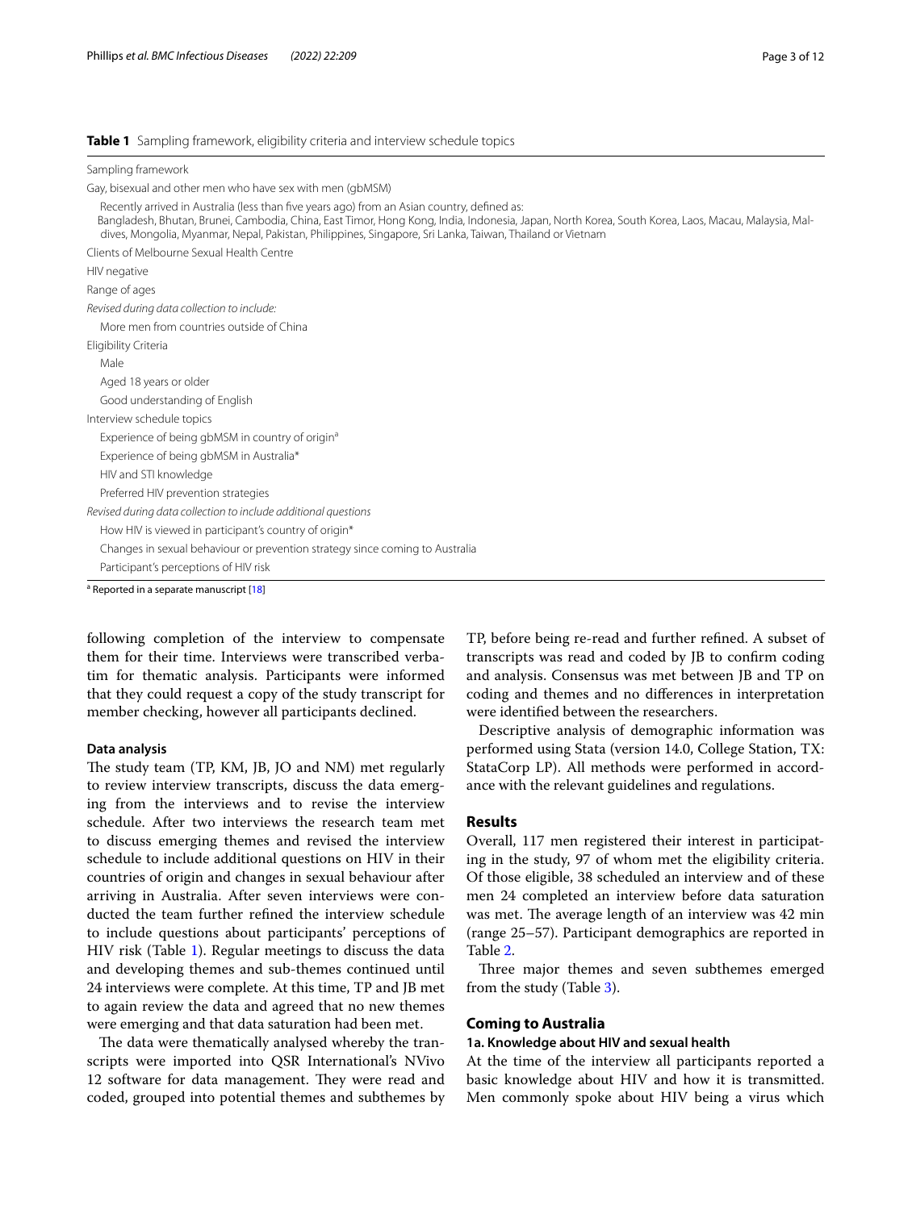**Table 1** Sampling framework, eligibility criteria and interview schedule topics

| |
|---|
| Sampling framework |
| Gay, bisexual and other men who have sex with men (gbMSM) |
| Recently arrived in Australia (less than five years ago) from an Asian country, defined as: Bangladesh, Bhutan, Brunei, Cambodia, China, East Timor, Hong Kong, India, Indonesia, Japan, North Korea, South Korea, Laos, Macau, Malaysia, Maldives, Mongolia, Myanmar, Nepal, Pakistan, Philippines, Singapore, Sri Lanka, Taiwan, Thailand or Vietnam |
| Clients of Melbourne Sexual Health Centre |
| HIV negative |
| Range of ages |
| *Revised during data collection to include:* |
| More men from countries outside of China |
| Eligibility Criteria |
| Male |
| Aged 18 years or older |
| Good understanding of English |
| Interview schedule topics |
| Experience of being gbMSM in country of origin[a] |
| Experience of being gbMSM in Australia* |
| HIV and STI knowledge |
| Preferred HIV prevention strategies |
| *Revised during data collection to include additional questions* |
| How HIV is viewed in participant's country of origin* |
| Changes in sexual behaviour or prevention strategy since coming to Australia |
| Participant's perceptions of HIV risk |

[a] Reported in a separate manuscript [18]

following completion of the interview to compensate them for their time. Interviews were transcribed verbatim for thematic analysis. Participants were informed that they could request a copy of the study transcript for member checking, however all participants declined.

### Data analysis

The study team (TP, KM, JB, JO and NM) met regularly to review interview transcripts, discuss the data emerging from the interviews and to revise the interview schedule. After two interviews the research team met to discuss emerging themes and revised the interview schedule to include additional questions on HIV in their countries of origin and changes in sexual behaviour after arriving in Australia. After seven interviews were conducted the team further refined the interview schedule to include questions about participants' perceptions of HIV risk (Table 1). Regular meetings to discuss the data and developing themes and sub-themes continued until 24 interviews were complete. At this time, TP and JB met to again review the data and agreed that no new themes were emerging and that data saturation had been met.

The data were thematically analysed whereby the transcripts were imported into QSR International's NVivo 12 software for data management. They were read and coded, grouped into potential themes and subthemes by TP, before being re-read and further refined. A subset of transcripts was read and coded by JB to confirm coding and analysis. Consensus was met between JB and TP on coding and themes and no differences in interpretation were identified between the researchers.

Descriptive analysis of demographic information was performed using Stata (version 14.0, College Station, TX: StataCorp LP). All methods were performed in accordance with the relevant guidelines and regulations.

## Results

Overall, 117 men registered their interest in participating in the study, 97 of whom met the eligibility criteria. Of those eligible, 38 scheduled an interview and of these men 24 completed an interview before data saturation was met. The average length of an interview was 42 min (range 25–57). Participant demographics are reported in Table 2.

Three major themes and seven subthemes emerged from the study (Table 3).

## Coming to Australia

### 1a. Knowledge about HIV and sexual health

At the time of the interview all participants reported a basic knowledge about HIV and how it is transmitted. Men commonly spoke about HIV being a virus which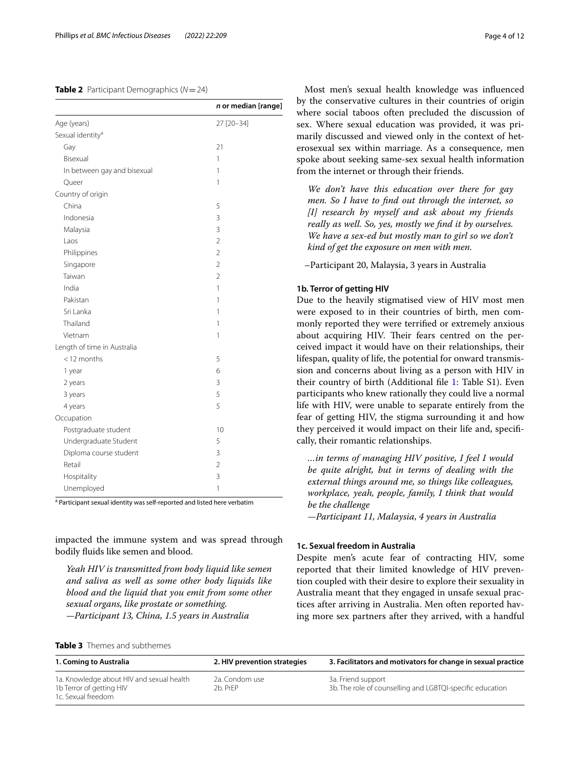**Table 2** Participant Demographics ($N = 24$)

| | n or median [range] |
|---|---|
| Age (years) | 27 [20–34] |
| Sexual identity[a] | |
| Gay | 21 |
| Bisexual | 1 |
| In between gay and bisexual | 1 |
| Queer | 1 |
| Country of origin | |
| China | 5 |
| Indonesia | 3 |
| Malaysia | 3 |
| Laos | 2 |
| Philippines | 2 |
| Singapore | 2 |
| Taiwan | 2 |
| India | 1 |
| Pakistan | 1 |
| Sri Lanka | 1 |
| Thailand | 1 |
| Vietnam | 1 |
| Length of time in Australia | |
| < 12 months | 5 |
| 1 year | 6 |
| 2 years | 3 |
| 3 years | 5 |
| 4 years | 5 |
| Occupation | |
| Postgraduate student | 10 |
| Undergraduate Student | 5 |
| Diploma course student | 3 |
| Retail | 2 |
| Hospitality | 3 |
| Unemployed | 1 |

[a] Participant sexual identity was self-reported and listed here verbatim

impacted the immune system and was spread through bodily fluids like semen and blood.

> *Yeah HIV is transmitted from body liquid like semen and saliva as well as some other body liquids like blood and the liquid that you emit from some other sexual organs, like prostate or something.*
> *—Participant 13, China, 1.5 years in Australia*

Most men's sexual health knowledge was influenced by the conservative cultures in their countries of origin where social taboos often precluded the discussion of sex. Where sexual education was provided, it was primarily discussed and viewed only in the context of heterosexual sex within marriage. As a consequence, men spoke about seeking same-sex sexual health information from the internet or through their friends.

> *We don't have this education over there for gay men. So I have to find out through the internet, so [I] research by myself and ask about my friends really as well. So, yes, mostly we find it by ourselves. We have a sex-ed but mostly man to girl so we don't kind of get the exposure on men with men.*

–Participant 20, Malaysia, 3 years in Australia

### 1b. Terror of getting HIV

Due to the heavily stigmatised view of HIV most men were exposed to in their countries of birth, men commonly reported they were terrified or extremely anxious about acquiring HIV. Their fears centred on the perceived impact it would have on their relationships, their lifespan, quality of life, the potential for onward transmission and concerns about living as a person with HIV in their country of birth (Additional file 1: Table S1). Even participants who knew rationally they could live a normal life with HIV, were unable to separate entirely from the fear of getting HIV, the stigma surrounding it and how they perceived it would impact on their life and, specifically, their romantic relationships.

> *...in terms of managing HIV positive, I feel I would be quite alright, but in terms of dealing with the external things around me, so things like colleagues, workplace, yeah, people, family, I think that would be the challenge*
> *—Participant 11, Malaysia, 4 years in Australia*

### 1c. Sexual freedom in Australia

Despite men's acute fear of contracting HIV, some reported that their limited knowledge of HIV prevention coupled with their desire to explore their sexuality in Australia meant that they engaged in unsafe sexual practices after arriving in Australia. Men often reported having more sex partners after they arrived, with a handful

**Table 3** Themes and subthemes

| 1. Coming to Australia | 2. HIV prevention strategies | 3. Facilitators and motivators for change in sexual practice |
|---|---|---|
| 1a. Knowledge about HIV and sexual health<br>1b Terror of getting HIV<br>1c. Sexual freedom | 2a. Condom use<br>2b. PrEP | 3a. Friend support<br>3b. The role of counselling and LGBTQI-specific education |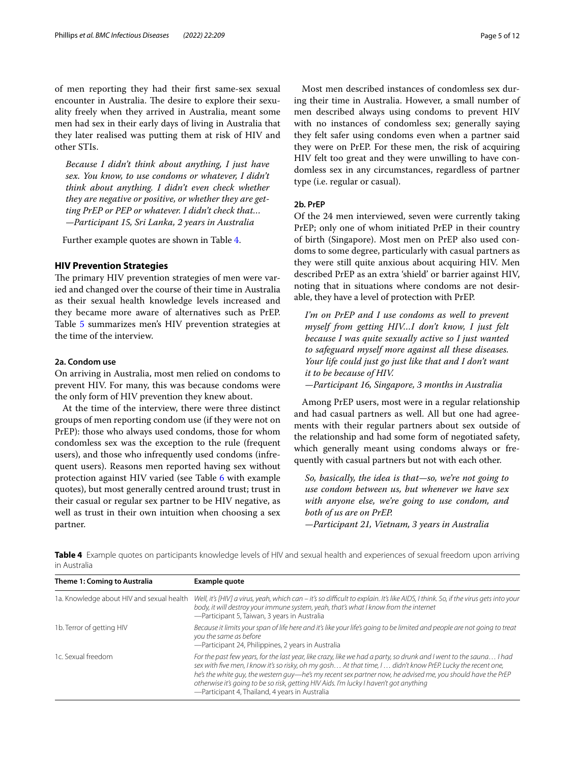of men reporting they had their first same-sex sexual encounter in Australia. The desire to explore their sexuality freely when they arrived in Australia, meant some men had sex in their early days of living in Australia that they later realised was putting them at risk of HIV and other STIs.

> *Because I didn't think about anything, I just have sex. You know, to use condoms or whatever, I didn't think about anything. I didn't even check whether they are negative or positive, or whether they are getting PrEP or PEP or whatever. I didn't check that…*
> *—Participant 15, Sri Lanka, 2 years in Australia*

Further example quotes are shown in Table 4.

## HIV Prevention Strategies

The primary HIV prevention strategies of men were varied and changed over the course of their time in Australia as their sexual health knowledge levels increased and they became more aware of alternatives such as PrEP. Table 5 summarizes men's HIV prevention strategies at the time of the interview.

### 2a. Condom use

On arriving in Australia, most men relied on condoms to prevent HIV. For many, this was because condoms were the only form of HIV prevention they knew about.

At the time of the interview, there were three distinct groups of men reporting condom use (if they were not on PrEP): those who always used condoms, those for whom condomless sex was the exception to the rule (frequent users), and those who infrequently used condoms (infrequent users). Reasons men reported having sex without protection against HIV varied (see Table 6 with example quotes), but most generally centred around trust; trust in their casual or regular sex partner to be HIV negative, as well as trust in their own intuition when choosing a sex partner.

Most men described instances of condomless sex during their time in Australia. However, a small number of men described always using condoms to prevent HIV with no instances of condomless sex; generally saying they felt safer using condoms even when a partner said they were on PrEP. For these men, the risk of acquiring HIV felt too great and they were unwilling to have condomless sex in any circumstances, regardless of partner type (i.e. regular or casual).

### 2b. PrEP

Of the 24 men interviewed, seven were currently taking PrEP; only one of whom initiated PrEP in their country of birth (Singapore). Most men on PrEP also used condoms to some degree, particularly with casual partners as they were still quite anxious about acquiring HIV. Men described PrEP as an extra 'shield' or barrier against HIV, noting that in situations where condoms are not desirable, they have a level of protection with PrEP.

> *I'm on PrEP and I use condoms as well to prevent myself from getting HIV…I don't know, I just felt because I was quite sexually active so I just wanted to safeguard myself more against all these diseases. Your life could just go just like that and I don't want it to be because of HIV.*
> *—Participant 16, Singapore, 3 months in Australia*

Among PrEP users, most were in a regular relationship and had casual partners as well. All but one had agreements with their regular partners about sex outside of the relationship and had some form of negotiated safety, which generally meant using condoms always or frequently with casual partners but not with each other.

> *So, basically, the idea is that—so, we're not going to use condom between us, but whenever we have sex with anyone else, we're going to use condom, and both of us are on PrEP.*
> *—Participant 21, Vietnam, 3 years in Australia*

**Table 4** Example quotes on participants knowledge levels of HIV and sexual health and experiences of sexual freedom upon arriving in Australia

| Theme 1: Coming to Australia | Example quote |
|---|---|
| 1a. Knowledge about HIV and sexual health | *Well, it's [HIV] a virus, yeah, which can – it's so difficult to explain. It's like AIDS, I think. So, if the virus gets into your body, it will destroy your immune system, yeah, that's what I know from the internet* —Participant 5, Taiwan, 3 years in Australia |
| 1b. Terror of getting HIV | *Because it limits your span of life here and it's like your life's going to be limited and people are not going to treat you the same as before* —Participant 24, Philippines, 2 years in Australia |
| 1c. Sexual freedom | *For the past few years, for the last year, like crazy, like we had a party, so drunk and I went to the sauna… I had sex with five men, I know it's so risky, oh my gosh… At that time, I … didn't know PrEP. Lucky the recent one, he's the white guy, the western guy—he's my recent sex partner now, he advised me, you should have the PrEP otherwise it's going to be so risk, getting HIV Aids. I'm lucky I haven't got anything* —Participant 4, Thailand, 4 years in Australia |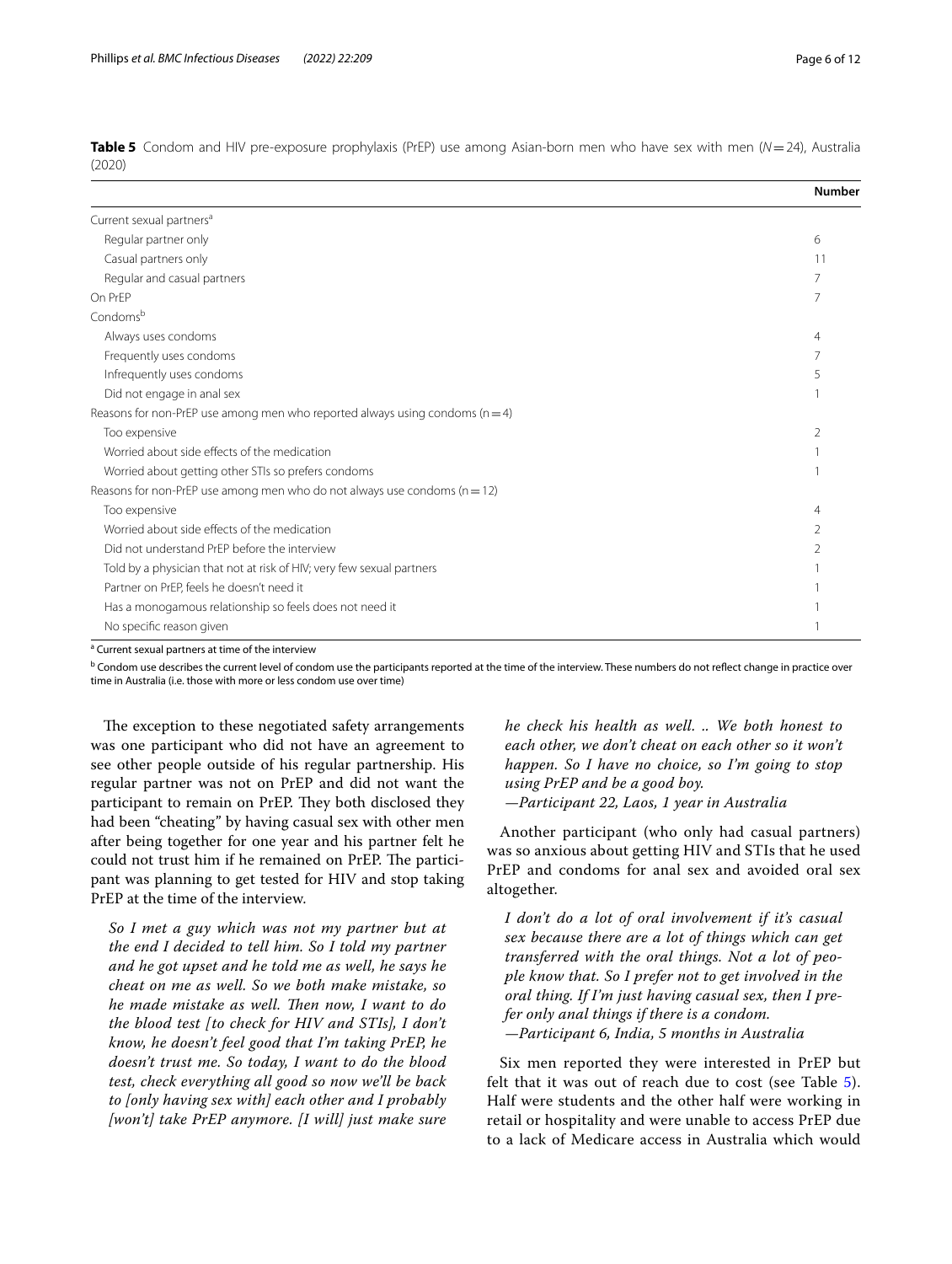**Table 5** Condom and HIV pre-exposure prophylaxis (PrEP) use among Asian-born men who have sex with men ($N=24$), Australia (2020)

| | Number |
|---|---|
| Current sexual partners[a] | |
| Regular partner only | 6 |
| Casual partners only | 11 |
| Regular and casual partners | 7 |
| On PrEP | 7 |
| Condoms[b] | |
| Always uses condoms | 4 |
| Frequently uses condoms | 7 |
| Infrequently uses condoms | 5 |
| Did not engage in anal sex | 1 |
| Reasons for non-PrEP use among men who reported always using condoms (n = 4) | |
| Too expensive | 2 |
| Worried about side effects of the medication | 1 |
| Worried about getting other STIs so prefers condoms | 1 |
| Reasons for non-PrEP use among men who do not always use condoms (n = 12) | |
| Too expensive | 4 |
| Worried about side effects of the medication | 2 |
| Did not understand PrEP before the interview | 2 |
| Told by a physician that not at risk of HIV; very few sexual partners | 1 |
| Partner on PrEP, feels he doesn't need it | 1 |
| Has a monogamous relationship so feels does not need it | 1 |
| No specific reason given | 1 |

[a] Current sexual partners at time of the interview

[b] Condom use describes the current level of condom use the participants reported at the time of the interview. These numbers do not reflect change in practice over time in Australia (i.e. those with more or less condom use over time)

The exception to these negotiated safety arrangements was one participant who did not have an agreement to see other people outside of his regular partnership. His regular partner was not on PrEP and did not want the participant to remain on PrEP. They both disclosed they had been "cheating" by having casual sex with other men after being together for one year and his partner felt he could not trust him if he remained on PrEP. The participant was planning to get tested for HIV and stop taking PrEP at the time of the interview.

> *So I met a guy which was not my partner but at the end I decided to tell him. So I told my partner and he got upset and he told me as well, he says he cheat on me as well. So we both make mistake, so he made mistake as well. Then now, I want to do the blood test [to check for HIV and STIs], I don't know, he doesn't feel good that I'm taking PrEP, he doesn't trust me. So today, I want to do the blood test, check everything all good so now we'll be back to [only having sex with] each other and I probably [won't] take PrEP anymore. [I will] just make sure he check his health as well. .. We both honest to each other, we don't cheat on each other so it won't happen. So I have no choice, so I'm going to stop using PrEP and be a good boy.*
> *—Participant 22, Laos, 1 year in Australia*

Another participant (who only had casual partners) was so anxious about getting HIV and STIs that he used PrEP and condoms for anal sex and avoided oral sex altogether.

> *I don't do a lot of oral involvement if it's casual sex because there are a lot of things which can get transferred with the oral things. Not a lot of people know that. So I prefer not to get involved in the oral thing. If I'm just having casual sex, then I prefer only anal things if there is a condom.*
> *—Participant 6, India, 5 months in Australia*

Six men reported they were interested in PrEP but felt that it was out of reach due to cost (see Table 5). Half were students and the other half were working in retail or hospitality and were unable to access PrEP due to a lack of Medicare access in Australia which would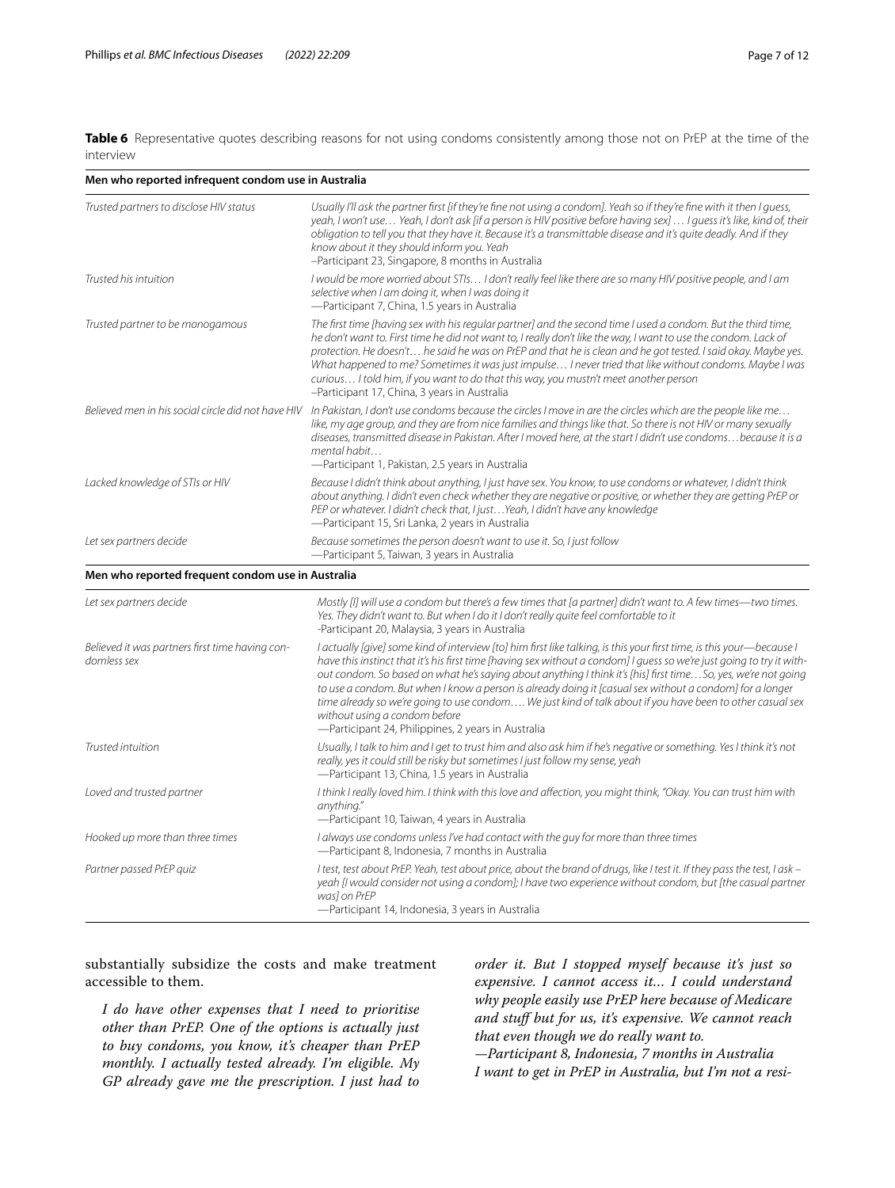**Table 6** Representative quotes describing reasons for not using condoms consistently among those not on PrEP at the time of the interview

| **Men who reported infrequent condom use in Australia** | |
|---|---|
| *Trusted partners to disclose HIV status* | *Usually I'll ask the partner first [if they're fine not using a condom]. Yeah so if they're fine with it then I guess, yeah, I won't use… Yeah, I don't ask [if a person is HIV positive before having sex] … I guess it's like, kind of, their obligation to tell you that they have it. Because it's a transmittable disease and it's quite deadly. And if they know about it they should inform you. Yeah*<br>–Participant 23, Singapore, 8 months in Australia |
| *Trusted his intuition* | *I would be more worried about STIs… I don't really feel like there are so many HIV positive people, and I am selective when I am doing it, when I was doing it*<br>—Participant 7, China, 1.5 years in Australia |
| *Trusted partner to be monogamous* | *The first time [having sex with his regular partner] and the second time I used a condom. But the third time, he don't want to. First time he did not want to, I really don't like the way, I want to use the condom. Lack of protection. He doesn't… he said he was on PrEP and that he is clean and he got tested. I said okay. Maybe yes. What happened to me? Sometimes it was just impulse… I never tried that like without condoms. Maybe I was curious… I told him, if you want to do that this way, you mustn't meet another person*<br>–Participant 17, China, 3 years in Australia |
| *Believed men in his social circle did not have HIV* | *In Pakistan, I don't use condoms because the circles I move in are the circles which are the people like me… like, my age group, and they are from nice families and things like that. So there is not HIV or many sexually diseases, transmitted disease in Pakistan. After I moved here, at the start I didn't use condoms…because it is a mental habit…*<br>—Participant 1, Pakistan, 2.5 years in Australia |
| *Lacked knowledge of STIs or HIV* | *Because I didn't think about anything, I just have sex. You know, to use condoms or whatever, I didn't think about anything. I didn't even check whether they are negative or positive, or whether they are getting PrEP or PEP or whatever. I didn't check that, I just…Yeah, I didn't have any knowledge*<br>—Participant 15, Sri Lanka, 2 years in Australia |
| *Let sex partners decide* | *Because sometimes the person doesn't want to use it. So, I just follow*<br>—Participant 5, Taiwan, 3 years in Australia |
| **Men who reported frequent condom use in Australia** | |
| *Let sex partners decide* | *Mostly [I] will use a condom but there's a few times that [a partner] didn't want to. A few times—two times. Yes. They didn't want to. But when I do it I don't really quite feel comfortable to it*<br>-Participant 20, Malaysia, 3 years in Australia |
| *Believed it was partners first time having condomless sex* | *I actually [give] some kind of interview [to] him first like talking, is this your first time, is this your—because I have this instinct that it's his first time [having sex without a condom] I guess so we're just going to try it without condom. So based on what he's saying about anything I think it's [his] first time…So, yes, we're not going to use a condom. But when I know a person is already doing it [casual sex without a condom] for a longer time already so we're going to use condom…. We just kind of talk about if you have been to other casual sex without using a condom before*<br>—Participant 24, Philippines, 2 years in Australia |
| *Trusted intuition* | *Usually, I talk to him and I get to trust him and also ask him if he's negative or something. Yes I think it's not really, yes it could still be risky but sometimes I just follow my sense, yeah*<br>—Participant 13, China, 1.5 years in Australia |
| *Loved and trusted partner* | *I think I really loved him. I think with this love and affection, you might think, "Okay. You can trust him with anything."*<br>—Participant 10, Taiwan, 4 years in Australia |
| *Hooked up more than three times* | *I always use condoms unless I've had contact with the guy for more than three times*<br>—Participant 8, Indonesia, 7 months in Australia |
| *Partner passed PrEP quiz* | *I test, test about PrEP. Yeah, test about price, about the brand of drugs, like I test it. If they pass the test, I ask – yeah [I would consider not using a condom]; I have two experience without condom, but [the casual partner was] on PrEP*<br>—Participant 14, Indonesia, 3 years in Australia |

substantially subsidize the costs and make treatment accessible to them.

> *I do have other expenses that I need to prioritise other than PrEP. One of the options is actually just to buy condoms, you know, it's cheaper than PrEP monthly. I actually tested already. I'm eligible. My GP already gave me the prescription. I just had to order it. But I stopped myself because it's just so expensive. I cannot access it... I could understand why people easily use PrEP here because of Medicare and stuff but for us, it's expensive. We cannot reach that even though we do really want to.*
> *—Participant 8, Indonesia, 7 months in Australia*

> *I want to get in PrEP in Australia, but I'm not a resi-*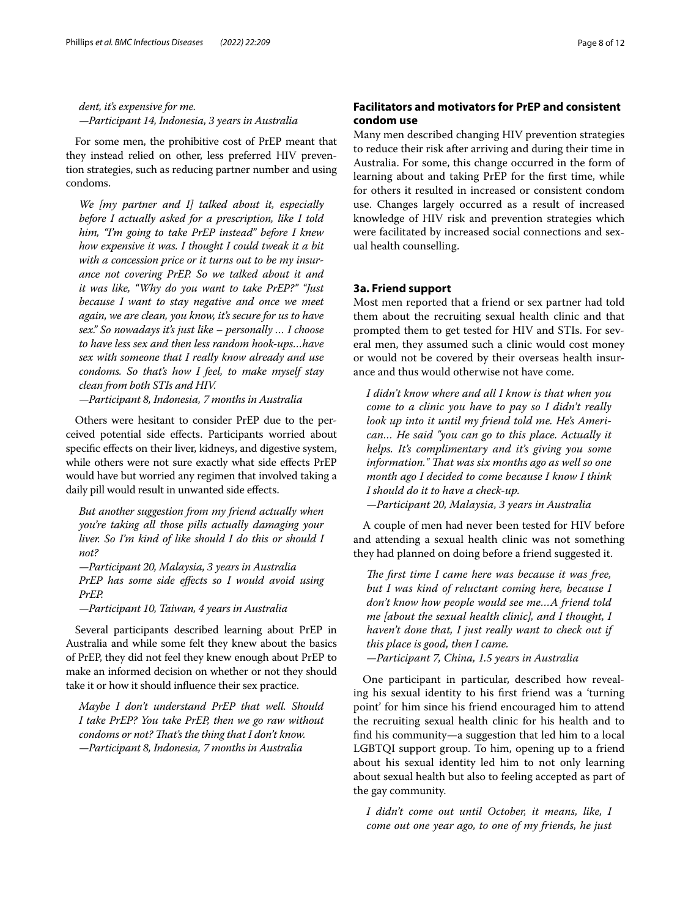*dent, it's expensive for me.*
*—Participant 14, Indonesia, 3 years in Australia*

For some men, the prohibitive cost of PrEP meant that they instead relied on other, less preferred HIV prevention strategies, such as reducing partner number and using condoms.

> *We [my partner and I] talked about it, especially before I actually asked for a prescription, like I told him, "I'm going to take PrEP instead" before I knew how expensive it was. I thought I could tweak it a bit with a concession price or it turns out to be my insurance not covering PrEP. So we talked about it and it was like, "Why do you want to take PrEP?" "Just because I want to stay negative and once we meet again, we are clean, you know, it's secure for us to have sex." So nowadays it's just like – personally … I choose to have less sex and then less random hook-ups…have sex with someone that I really know already and use condoms. So that's how I feel, to make myself stay clean from both STIs and HIV.*
> *—Participant 8, Indonesia, 7 months in Australia*

Others were hesitant to consider PrEP due to the perceived potential side effects. Participants worried about specific effects on their liver, kidneys, and digestive system, while others were not sure exactly what side effects PrEP would have but worried any regimen that involved taking a daily pill would result in unwanted side effects.

> *But another suggestion from my friend actually when you're taking all those pills actually damaging your liver. So I'm kind of like should I do this or should I not?*
> *—Participant 20, Malaysia, 3 years in Australia*
> *PrEP has some side effects so I would avoid using PrEP.*
> *—Participant 10, Taiwan, 4 years in Australia*

Several participants described learning about PrEP in Australia and while some felt they knew about the basics of PrEP, they did not feel they knew enough about PrEP to make an informed decision on whether or not they should take it or how it should influence their sex practice.

> *Maybe I don't understand PrEP that well. Should I take PrEP? You take PrEP, then we go raw without condoms or not? That's the thing that I don't know.*
> *—Participant 8, Indonesia, 7 months in Australia*

## Facilitators and motivators for PrEP and consistent condom use

Many men described changing HIV prevention strategies to reduce their risk after arriving and during their time in Australia. For some, this change occurred in the form of learning about and taking PrEP for the first time, while for others it resulted in increased or consistent condom use. Changes largely occurred as a result of increased knowledge of HIV risk and prevention strategies which were facilitated by increased social connections and sexual health counselling.

### 3a. Friend support

Most men reported that a friend or sex partner had told them about the recruiting sexual health clinic and that prompted them to get tested for HIV and STIs. For several men, they assumed such a clinic would cost money or would not be covered by their overseas health insurance and thus would otherwise not have come.

> *I didn't know where and all I know is that when you come to a clinic you have to pay so I didn't really look up into it until my friend told me. He's American… He said "you can go to this place. Actually it helps. It's complimentary and it's giving you some information." That was six months ago as well so one month ago I decided to come because I know I think I should do it to have a check-up.*
> *—Participant 20, Malaysia, 3 years in Australia*

A couple of men had never been tested for HIV before and attending a sexual health clinic was not something they had planned on doing before a friend suggested it.

> *The first time I came here was because it was free, but I was kind of reluctant coming here, because I don't know how people would see me…A friend told me [about the sexual health clinic], and I thought, I haven't done that, I just really want to check out if this place is good, then I came.*
> *—Participant 7, China, 1.5 years in Australia*

One participant in particular, described how revealing his sexual identity to his first friend was a 'turning point' for him since his friend encouraged him to attend the recruiting sexual health clinic for his health and to find his community—a suggestion that led him to a local LGBTQI support group. To him, opening up to a friend about his sexual identity led him to not only learning about sexual health but also to feeling accepted as part of the gay community.

> *I didn't come out until October, it means, like, I come out one year ago, to one of my friends, he just*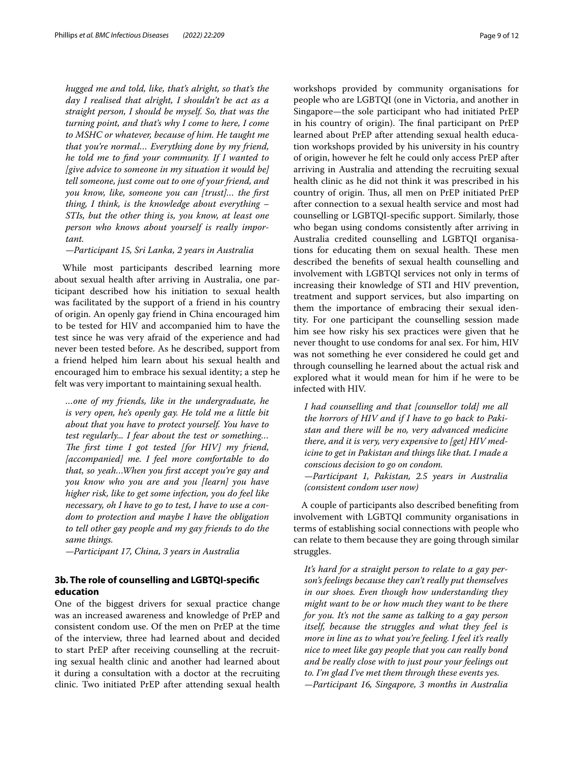*hugged me and told, like, that's alright, so that's the day I realised that alright, I shouldn't be act as a straight person, I should be myself. So, that was the turning point, and that's why I come to here, I come to MSHC or whatever, because of him. He taught me that you're normal… Everything done by my friend, he told me to find your community. If I wanted to [give advice to someone in my situation it would be] tell someone, just come out to one of your friend, and you know, like, someone you can [trust]… the first thing, I think, is the knowledge about everything – STIs, but the other thing is, you know, at least one person who knows about yourself is really important.*

*—Participant 15, Sri Lanka, 2 years in Australia*

While most participants described learning more about sexual health after arriving in Australia, one participant described how his initiation to sexual health was facilitated by the support of a friend in his country of origin. An openly gay friend in China encouraged him to be tested for HIV and accompanied him to have the test since he was very afraid of the experience and had never been tested before. As he described, support from a friend helped him learn about his sexual health and encouraged him to embrace his sexual identity; a step he felt was very important to maintaining sexual health.

*…one of my friends, like in the undergraduate, he is very open, he's openly gay. He told me a little bit about that you have to protect yourself. You have to test regularly... I fear about the test or something… The first time I got tested [for HIV] my friend, [accompanied] me. I feel more comfortable to do that, so yeah…When you first accept you're gay and you know who you are and you [learn] you have higher risk, like to get some infection, you do feel like necessary, oh I have to go to test, I have to use a condom to protection and maybe I have the obligation to tell other gay people and my gay friends to do the same things.*

*—Participant 17, China, 3 years in Australia*

## 3b. The role of counselling and LGBTQI-specific education

One of the biggest drivers for sexual practice change was an increased awareness and knowledge of PrEP and consistent condom use. Of the men on PrEP at the time of the interview, three had learned about and decided to start PrEP after receiving counselling at the recruiting sexual health clinic and another had learned about it during a consultation with a doctor at the recruiting clinic. Two initiated PrEP after attending sexual health workshops provided by community organisations for people who are LGBTQI (one in Victoria, and another in Singapore—the sole participant who had initiated PrEP in his country of origin). The final participant on PrEP learned about PrEP after attending sexual health education workshops provided by his university in his country of origin, however he felt he could only access PrEP after arriving in Australia and attending the recruiting sexual health clinic as he did not think it was prescribed in his country of origin. Thus, all men on PrEP initiated PrEP after connection to a sexual health service and most had counselling or LGBTQI-specific support. Similarly, those who began using condoms consistently after arriving in Australia credited counselling and LGBTQI organisations for educating them on sexual health. These men described the benefits of sexual health counselling and involvement with LGBTQI services not only in terms of increasing their knowledge of STI and HIV prevention, treatment and support services, but also imparting on them the importance of embracing their sexual identity. For one participant the counselling session made him see how risky his sex practices were given that he never thought to use condoms for anal sex. For him, HIV was not something he ever considered he could get and through counselling he learned about the actual risk and explored what it would mean for him if he were to be infected with HIV.

*I had counselling and that [counsellor told] me all the horrors of HIV and if I have to go back to Pakistan and there will be no, very advanced medicine there, and it is very, very expensive to [get] HIV medicine to get in Pakistan and things like that. I made a conscious decision to go on condom.*

*—Participant 1, Pakistan, 2.5 years in Australia (consistent condom user now)*

A couple of participants also described benefiting from involvement with LGBTQI community organisations in terms of establishing social connections with people who can relate to them because they are going through similar struggles.

*It's hard for a straight person to relate to a gay person's feelings because they can't really put themselves in our shoes. Even though how understanding they might want to be or how much they want to be there for you. It's not the same as talking to a gay person itself, because the struggles and what they feel is more in line as to what you're feeling. I feel it's really nice to meet like gay people that you can really bond and be really close with to just pour your feelings out to. I'm glad I've met them through these events yes.*

*—Participant 16, Singapore, 3 months in Australia*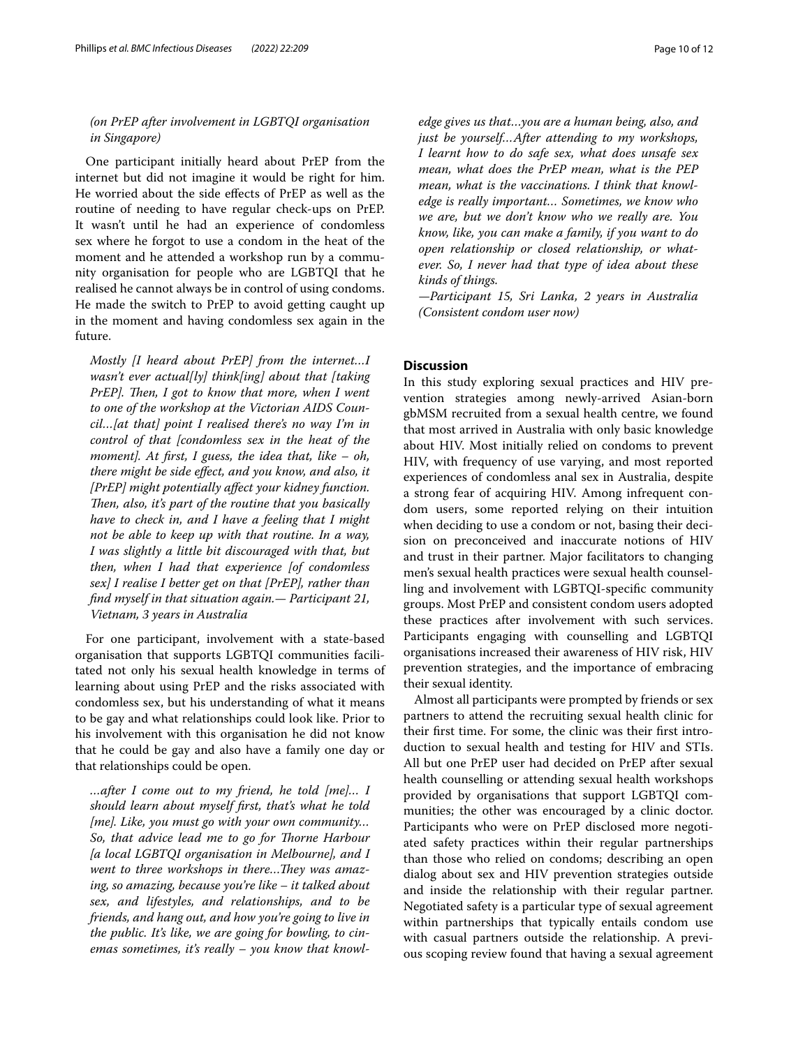*(on PrEP after involvement in LGBTQI organisation in Singapore)*

One participant initially heard about PrEP from the internet but did not imagine it would be right for him. He worried about the side effects of PrEP as well as the routine of needing to have regular check-ups on PrEP. It wasn't until he had an experience of condomless sex where he forgot to use a condom in the heat of the moment and he attended a workshop run by a community organisation for people who are LGBTQI that he realised he cannot always be in control of using condoms. He made the switch to PrEP to avoid getting caught up in the moment and having condomless sex again in the future.

> *Mostly [I heard about PrEP] from the internet…I wasn't ever actual[ly] think[ing] about that [taking PrEP]. Then, I got to know that more, when I went to one of the workshop at the Victorian AIDS Council…[at that] point I realised there's no way I'm in control of that [condomless sex in the heat of the moment]. At first, I guess, the idea that, like – oh, there might be side effect, and you know, and also, it [PrEP] might potentially affect your kidney function. Then, also, it's part of the routine that you basically have to check in, and I have a feeling that I might not be able to keep up with that routine. In a way, I was slightly a little bit discouraged with that, but then, when I had that experience [of condomless sex] I realise I better get on that [PrEP], rather than find myself in that situation again.— Participant 21, Vietnam, 3 years in Australia*

For one participant, involvement with a state-based organisation that supports LGBTQI communities facilitated not only his sexual health knowledge in terms of learning about using PrEP and the risks associated with condomless sex, but his understanding of what it means to be gay and what relationships could look like. Prior to his involvement with this organisation he did not know that he could be gay and also have a family one day or that relationships could be open.

> *…after I come out to my friend, he told [me]… I should learn about myself first, that's what he told [me]. Like, you must go with your own community… So, that advice lead me to go for Thorne Harbour [a local LGBTQI organisation in Melbourne], and I went to three workshops in there…They was amazing, so amazing, because you're like – it talked about sex, and lifestyles, and relationships, and to be friends, and hang out, and how you're going to live in the public. It's like, we are going for bowling, to cinemas sometimes, it's really – you know that knowledge gives us that…you are a human being, also, and just be yourself…After attending to my workshops, I learnt how to do safe sex, what does unsafe sex mean, what does the PrEP mean, what is the PEP mean, what is the vaccinations. I think that knowledge is really important… Sometimes, we know who we are, but we don't know who we really are. You know, like, you can make a family, if you want to do open relationship or closed relationship, or whatever. So, I never had that type of idea about these kinds of things.*
>
> *—Participant 15, Sri Lanka, 2 years in Australia (Consistent condom user now)*

## Discussion

In this study exploring sexual practices and HIV prevention strategies among newly-arrived Asian-born gbMSM recruited from a sexual health centre, we found that most arrived in Australia with only basic knowledge about HIV. Most initially relied on condoms to prevent HIV, with frequency of use varying, and most reported experiences of condomless anal sex in Australia, despite a strong fear of acquiring HIV. Among infrequent condom users, some reported relying on their intuition when deciding to use a condom or not, basing their decision on preconceived and inaccurate notions of HIV and trust in their partner. Major facilitators to changing men's sexual health practices were sexual health counselling and involvement with LGBTQI-specific community groups. Most PrEP and consistent condom users adopted these practices after involvement with such services. Participants engaging with counselling and LGBTQI organisations increased their awareness of HIV risk, HIV prevention strategies, and the importance of embracing their sexual identity.

Almost all participants were prompted by friends or sex partners to attend the recruiting sexual health clinic for their first time. For some, the clinic was their first introduction to sexual health and testing for HIV and STIs. All but one PrEP user had decided on PrEP after sexual health counselling or attending sexual health workshops provided by organisations that support LGBTQI communities; the other was encouraged by a clinic doctor. Participants who were on PrEP disclosed more negotiated safety practices within their regular partnerships than those who relied on condoms; describing an open dialog about sex and HIV prevention strategies outside and inside the relationship with their regular partner. Negotiated safety is a particular type of sexual agreement within partnerships that typically entails condom use with casual partners outside the relationship. A previous scoping review found that having a sexual agreement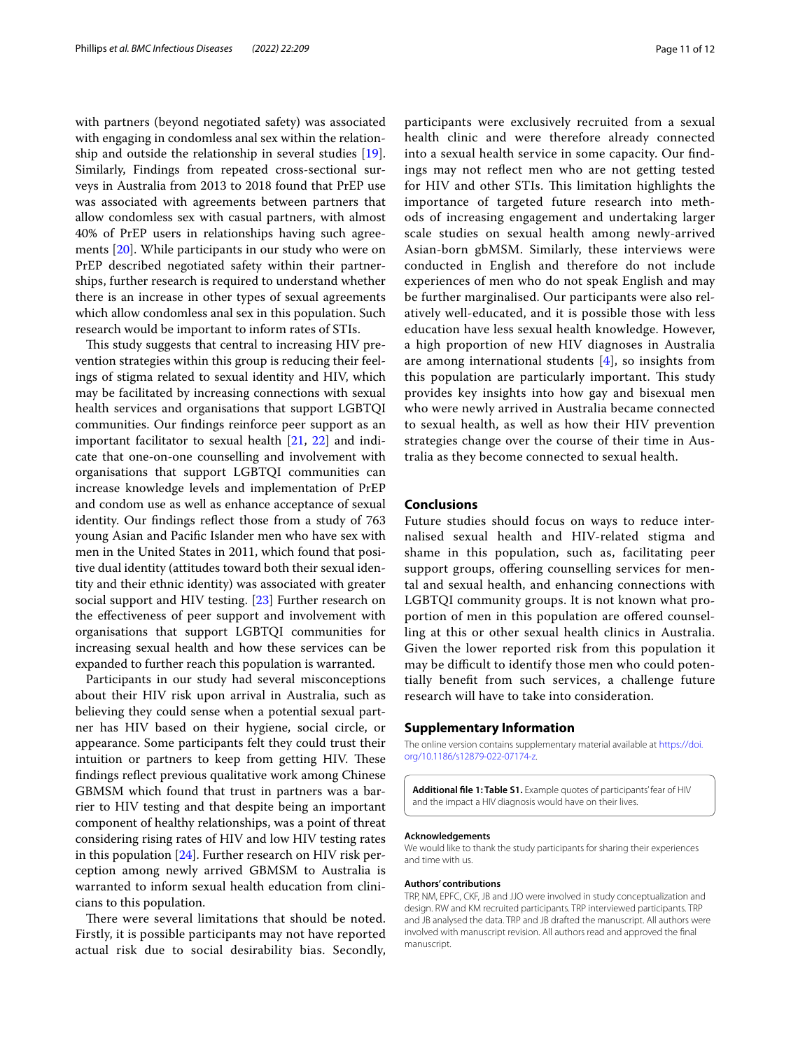with partners (beyond negotiated safety) was associated with engaging in condomless anal sex within the relationship and outside the relationship in several studies [19]. Similarly, Findings from repeated cross-sectional surveys in Australia from 2013 to 2018 found that PrEP use was associated with agreements between partners that allow condomless sex with casual partners, with almost 40% of PrEP users in relationships having such agreements [20]. While participants in our study who were on PrEP described negotiated safety within their partnerships, further research is required to understand whether there is an increase in other types of sexual agreements which allow condomless anal sex in this population. Such research would be important to inform rates of STIs.

This study suggests that central to increasing HIV prevention strategies within this group is reducing their feelings of stigma related to sexual identity and HIV, which may be facilitated by increasing connections with sexual health services and organisations that support LGBTQI communities. Our findings reinforce peer support as an important facilitator to sexual health [21, 22] and indicate that one-on-one counselling and involvement with organisations that support LGBTQI communities can increase knowledge levels and implementation of PrEP and condom use as well as enhance acceptance of sexual identity. Our findings reflect those from a study of 763 young Asian and Pacific Islander men who have sex with men in the United States in 2011, which found that positive dual identity (attitudes toward both their sexual identity and their ethnic identity) was associated with greater social support and HIV testing. [23] Further research on the effectiveness of peer support and involvement with organisations that support LGBTQI communities for increasing sexual health and how these services can be expanded to further reach this population is warranted.

Participants in our study had several misconceptions about their HIV risk upon arrival in Australia, such as believing they could sense when a potential sexual partner has HIV based on their hygiene, social circle, or appearance. Some participants felt they could trust their intuition or partners to keep from getting HIV. These findings reflect previous qualitative work among Chinese GBMSM which found that trust in partners was a barrier to HIV testing and that despite being an important component of healthy relationships, was a point of threat considering rising rates of HIV and low HIV testing rates in this population [24]. Further research on HIV risk perception among newly arrived GBMSM to Australia is warranted to inform sexual health education from clinicians to this population.

There were several limitations that should be noted. Firstly, it is possible participants may not have reported actual risk due to social desirability bias. Secondly, participants were exclusively recruited from a sexual health clinic and were therefore already connected into a sexual health service in some capacity. Our findings may not reflect men who are not getting tested for HIV and other STIs. This limitation highlights the importance of targeted future research into methods of increasing engagement and undertaking larger scale studies on sexual health among newly-arrived Asian-born gbMSM. Similarly, these interviews were conducted in English and therefore do not include experiences of men who do not speak English and may be further marginalised. Our participants were also relatively well-educated, and it is possible those with less education have less sexual health knowledge. However, a high proportion of new HIV diagnoses in Australia are among international students [4], so insights from this population are particularly important. This study provides key insights into how gay and bisexual men who were newly arrived in Australia became connected to sexual health, as well as how their HIV prevention strategies change over the course of their time in Australia as they become connected to sexual health.

## Conclusions

Future studies should focus on ways to reduce internalised sexual health and HIV-related stigma and shame in this population, such as, facilitating peer support groups, offering counselling services for mental and sexual health, and enhancing connections with LGBTQI community groups. It is not known what proportion of men in this population are offered counselling at this or other sexual health clinics in Australia. Given the lower reported risk from this population it may be difficult to identify those men who could potentially benefit from such services, a challenge future research will have to take into consideration.

## Supplementary Information

The online version contains supplementary material available at https://doi.org/10.1186/s12879-022-07174-z.

**Additional file 1: Table S1.** Example quotes of participants' fear of HIV and the impact a HIV diagnosis would have on their lives.

### Acknowledgements

We would like to thank the study participants for sharing their experiences and time with us.

### Authors' contributions

TRP, NM, EPFC, CKF, JB and JJO were involved in study conceptualization and design. RW and KM recruited participants. TRP interviewed participants. TRP and JB analysed the data. TRP and JB drafted the manuscript. All authors were involved with manuscript revision. All authors read and approved the final manuscript.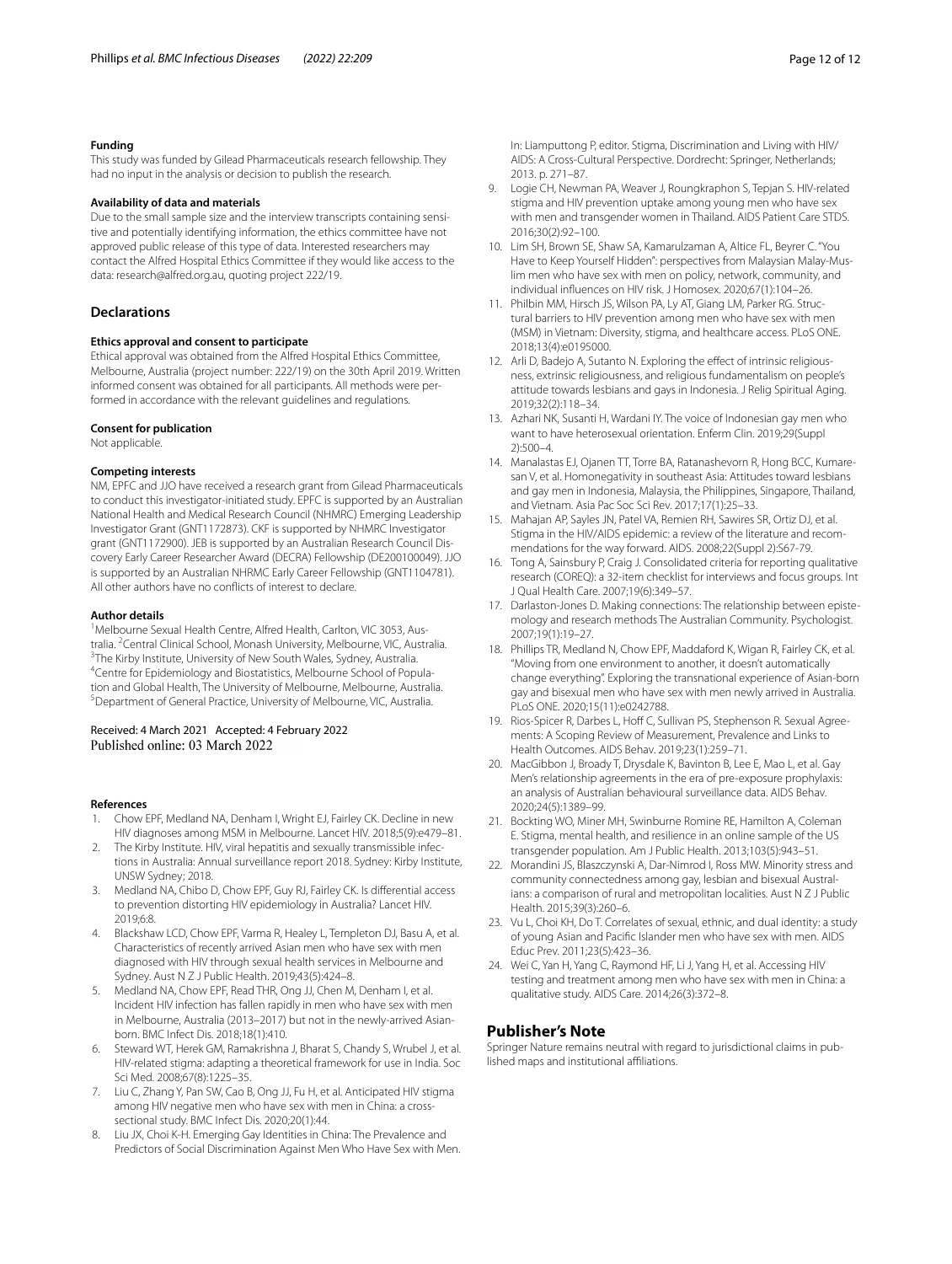#### Funding

This study was funded by Gilead Pharmaceuticals research fellowship. They had no input in the analysis or decision to publish the research.

#### Availability of data and materials

Due to the small sample size and the interview transcripts containing sensitive and potentially identifying information, the ethics committee have not approved public release of this type of data. Interested researchers may contact the Alfred Hospital Ethics Committee if they would like access to the data: research@alfred.org.au, quoting project 222/19.

## Declarations

#### Ethics approval and consent to participate

Ethical approval was obtained from the Alfred Hospital Ethics Committee, Melbourne, Australia (project number: 222/19) on the 30th April 2019. Written informed consent was obtained for all participants. All methods were performed in accordance with the relevant guidelines and regulations.

#### Consent for publication

Not applicable.

#### Competing interests

NM, EPFC and JJO have received a research grant from Gilead Pharmaceuticals to conduct this investigator-initiated study. EPFC is supported by an Australian National Health and Medical Research Council (NHMRC) Emerging Leadership Investigator Grant (GNT1172873). CKF is supported by NHMRC Investigator grant (GNT1172900). JEB is supported by an Australian Research Council Discovery Early Career Researcher Award (DECRA) Fellowship (DE200100049). JJO is supported by an Australian NHRMC Early Career Fellowship (GNT1104781). All other authors have no conflicts of interest to declare.

#### Author details

[1]Melbourne Sexual Health Centre, Alfred Health, Carlton, VIC 3053, Australia. [2]Central Clinical School, Monash University, Melbourne, VIC, Australia. [3]The Kirby Institute, University of New South Wales, Sydney, Australia. [4]Centre for Epidemiology and Biostatistics, Melbourne School of Population and Global Health, The University of Melbourne, Melbourne, Australia. [5]Department of General Practice, University of Melbourne, VIC, Australia.

Received: 4 March 2021 Accepted: 4 February 2022
Published online: 03 March 2022

#### References

1. Chow EPF, Medland NA, Denham I, Wright EJ, Fairley CK. Decline in new HIV diagnoses among MSM in Melbourne. Lancet HIV. 2018;5(9):e479–81.
2. The Kirby Institute. HIV, viral hepatitis and sexually transmissible infections in Australia: Annual surveillance report 2018. Sydney: Kirby Institute, UNSW Sydney; 2018.
3. Medland NA, Chibo D, Chow EPF, Guy RJ, Fairley CK. Is differential access to prevention distorting HIV epidemiology in Australia? Lancet HIV. 2019;6:8.
4. Blackshaw LCD, Chow EPF, Varma R, Healey L, Templeton DJ, Basu A, et al. Characteristics of recently arrived Asian men who have sex with men diagnosed with HIV through sexual health services in Melbourne and Sydney. Aust N Z J Public Health. 2019;43(5):424–8.
5. Medland NA, Chow EPF, Read THR, Ong JJ, Chen M, Denham I, et al. Incident HIV infection has fallen rapidly in men who have sex with men in Melbourne, Australia (2013–2017) but not in the newly-arrived Asian-born. BMC Infect Dis. 2018;18(1):410.
6. Steward WT, Herek GM, Ramakrishna J, Bharat S, Chandy S, Wrubel J, et al. HIV-related stigma: adapting a theoretical framework for use in India. Soc Sci Med. 2008;67(8):1225–35.
7. Liu C, Zhang Y, Pan SW, Cao B, Ong JJ, Fu H, et al. Anticipated HIV stigma among HIV negative men who have sex with men in China: a cross-sectional study. BMC Infect Dis. 2020;20(1):44.
8. Liu JX, Choi K-H. Emerging Gay Identities in China: The Prevalence and Predictors of Social Discrimination Against Men Who Have Sex with Men. In: Liamputtong P, editor. Stigma, Discrimination and Living with HIV/AIDS: A Cross-Cultural Perspective. Dordrecht: Springer, Netherlands; 2013. p. 271–87.
9. Logie CH, Newman PA, Weaver J, Roungkraphon S, Tepjan S. HIV-related stigma and HIV prevention uptake among young men who have sex with men and transgender women in Thailand. AIDS Patient Care STDS. 2016;30(2):92–100.
10. Lim SH, Brown SE, Shaw SA, Kamarulzaman A, Altice FL, Beyrer C. "You Have to Keep Yourself Hidden": perspectives from Malaysian Malay-Muslim men who have sex with men on policy, network, community, and individual influences on HIV risk. J Homosex. 2020;67(1):104–26.
11. Philbin MM, Hirsch JS, Wilson PA, Ly AT, Giang LM, Parker RG. Structural barriers to HIV prevention among men who have sex with men (MSM) in Vietnam: Diversity, stigma, and healthcare access. PLoS ONE. 2018;13(4):e0195000.
12. Arli D, Badejo A, Sutanto N. Exploring the effect of intrinsic religiousness, extrinsic religiousness, and religious fundamentalism on people's attitude towards lesbians and gays in Indonesia. J Relig Spiritual Aging. 2019;32(2):118–34.
13. Azhari NK, Susanti H, Wardani IY. The voice of Indonesian gay men who want to have heterosexual orientation. Enferm Clin. 2019;29(Suppl 2):500–4.
14. Manalastas EJ, Ojanen TT, Torre BA, Ratanashevorn R, Hong BCC, Kumaresan V, et al. Homonegativity in southeast Asia: Attitudes toward lesbians and gay men in Indonesia, Malaysia, the Philippines, Singapore, Thailand, and Vietnam. Asia Pac Soc Sci Rev. 2017;17(1):25–33.
15. Mahajan AP, Sayles JN, Patel VA, Remien RH, Sawires SR, Ortiz DJ, et al. Stigma in the HIV/AIDS epidemic: a review of the literature and recommendations for the way forward. AIDS. 2008;22(Suppl 2):S67-79.
16. Tong A, Sainsbury P, Craig J. Consolidated criteria for reporting qualitative research (COREQ): a 32-item checklist for interviews and focus groups. Int J Qual Health Care. 2007;19(6):349–57.
17. Darlaston-Jones D. Making connections: The relationship between epistemology and research methods The Australian Community. Psychologist. 2007;19(1):19–27.
18. Phillips TR, Medland N, Chow EPF, Maddaford K, Wigan R, Fairley CK, et al. "Moving from one environment to another, it doesn't automatically change everything". Exploring the transnational experience of Asian-born gay and bisexual men who have sex with men newly arrived in Australia. PLoS ONE. 2020;15(11):e0242788.
19. Rios-Spicer R, Darbes L, Hoff C, Sullivan PS, Stephenson R. Sexual Agreements: A Scoping Review of Measurement, Prevalence and Links to Health Outcomes. AIDS Behav. 2019;23(1):259–71.
20. MacGibbon J, Broady T, Drysdale K, Bavinton B, Lee E, Mao L, et al. Gay Men's relationship agreements in the era of pre-exposure prophylaxis: an analysis of Australian behavioural surveillance data. AIDS Behav. 2020;24(5):1389–99.
21. Bockting WO, Miner MH, Swinburne Romine RE, Hamilton A, Coleman E. Stigma, mental health, and resilience in an online sample of the US transgender population. Am J Public Health. 2013;103(5):943–51.
22. Morandini JS, Blaszczynski A, Dar-Nimrod I, Ross MW. Minority stress and community connectedness among gay, lesbian and bisexual Australians: a comparison of rural and metropolitan localities. Aust N Z J Public Health. 2015;39(3):260–6.
23. Vu L, Choi KH, Do T. Correlates of sexual, ethnic, and dual identity: a study of young Asian and Pacific Islander men who have sex with men. AIDS Educ Prev. 2011;23(5):423–36.
24. Wei C, Yan H, Yang C, Raymond HF, Li J, Yang H, et al. Accessing HIV testing and treatment among men who have sex with men in China: a qualitative study. AIDS Care. 2014;26(3):372–8.

## Publisher's Note

Springer Nature remains neutral with regard to jurisdictional claims in published maps and institutional affiliations.